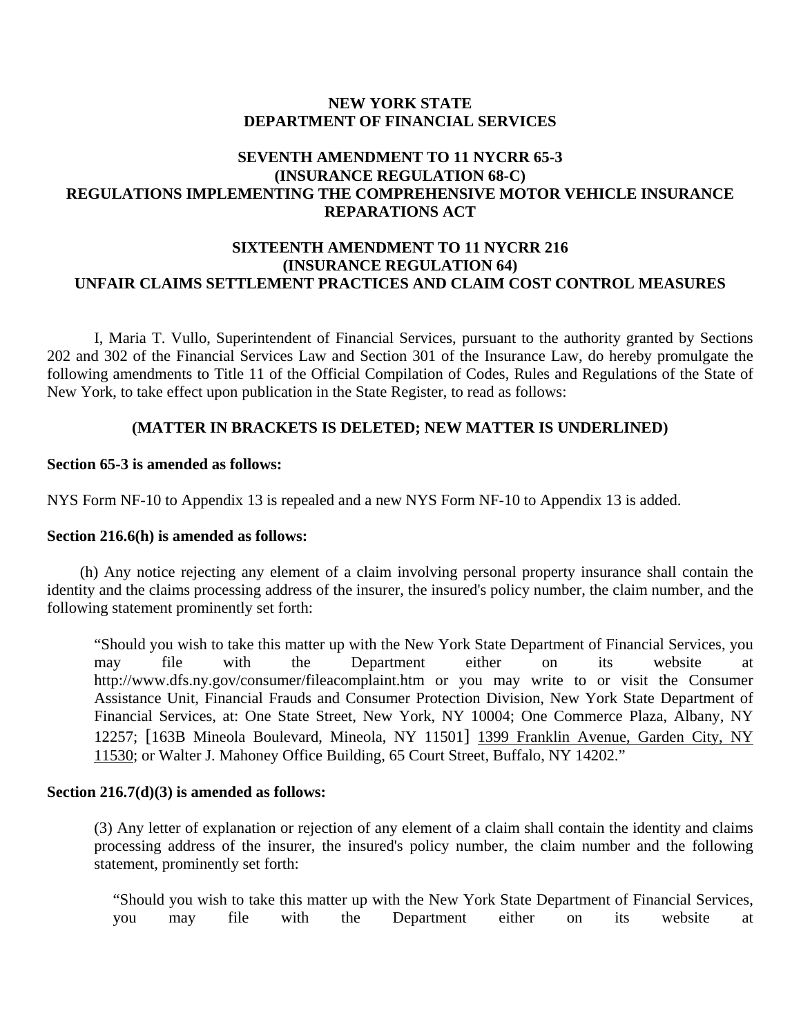**NEW YORK STATE**
**DEPARTMENT OF FINANCIAL SERVICES**

**SEVENTH AMENDMENT TO 11 NYCRR 65-3**
**(INSURANCE REGULATION 68-C)**
**REGULATIONS IMPLEMENTING THE COMPREHENSIVE MOTOR VEHICLE INSURANCE REPARATIONS ACT**

**SIXTEENTH AMENDMENT TO 11 NYCRR 216**
**(INSURANCE REGULATION 64)**
**UNFAIR CLAIMS SETTLEMENT PRACTICES AND CLAIM COST CONTROL MEASURES**

I, Maria T. Vullo, Superintendent of Financial Services, pursuant to the authority granted by Sections 202 and 302 of the Financial Services Law and Section 301 of the Insurance Law, do hereby promulgate the following amendments to Title 11 of the Official Compilation of Codes, Rules and Regulations of the State of New York, to take effect upon publication in the State Register, to read as follows:

**(MATTER IN BRACKETS IS DELETED; NEW MATTER IS UNDERLINED)**

**Section 65-3 is amended as follows:**

NYS Form NF-10 to Appendix 13 is repealed and a new NYS Form NF-10 to Appendix 13 is added.

**Section 216.6(h) is amended as follows:**

(h) Any notice rejecting any element of a claim involving personal property insurance shall contain the identity and the claims processing address of the insurer, the insured's policy number, the claim number, and the following statement prominently set forth:

> "Should you wish to take this matter up with the New York State Department of Financial Services, you may file with the Department either on its website at http://www.dfs.ny.gov/consumer/fileacomplaint.htm or you may write to or visit the Consumer Assistance Unit, Financial Frauds and Consumer Protection Division, New York State Department of Financial Services, at: One State Street, New York, NY 10004; One Commerce Plaza, Albany, NY 12257; [163B Mineola Boulevard, Mineola, NY 11501] <u>1399 Franklin Avenue, Garden City, NY 11530</u>; or Walter J. Mahoney Office Building, 65 Court Street, Buffalo, NY 14202."

**Section 216.7(d)(3) is amended as follows:**

(3) Any letter of explanation or rejection of any element of a claim shall contain the identity and claims processing address of the insurer, the insured's policy number, the claim number and the following statement, prominently set forth:

> "Should you wish to take this matter up with the New York State Department of Financial Services, you may file with the Department either on its website at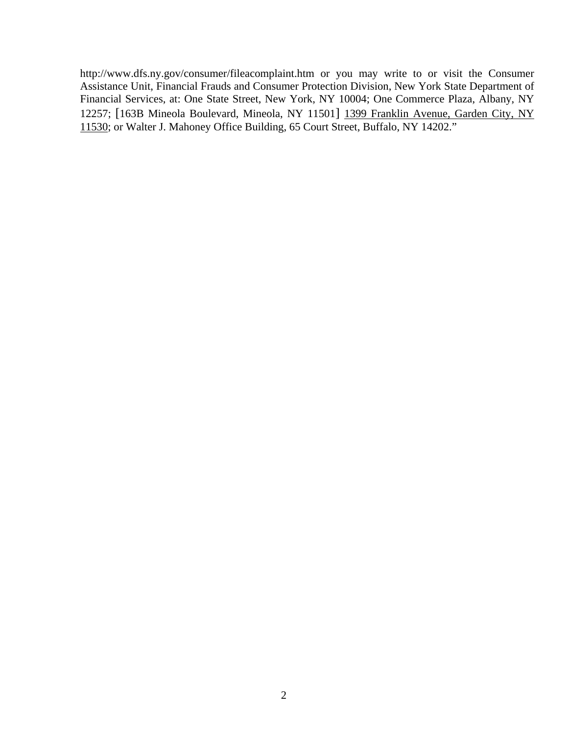http://www.dfs.ny.gov/consumer/fileacomplaint.htm or you may write to or visit the Consumer Assistance Unit, Financial Frauds and Consumer Protection Division, New York State Department of Financial Services, at: One State Street, New York, NY 10004; One Commerce Plaza, Albany, NY 12257; [163B Mineola Boulevard, Mineola, NY 11501] <u>1399 Franklin Avenue, Garden City, NY 11530</u>; or Walter J. Mahoney Office Building, 65 Court Street, Buffalo, NY 14202."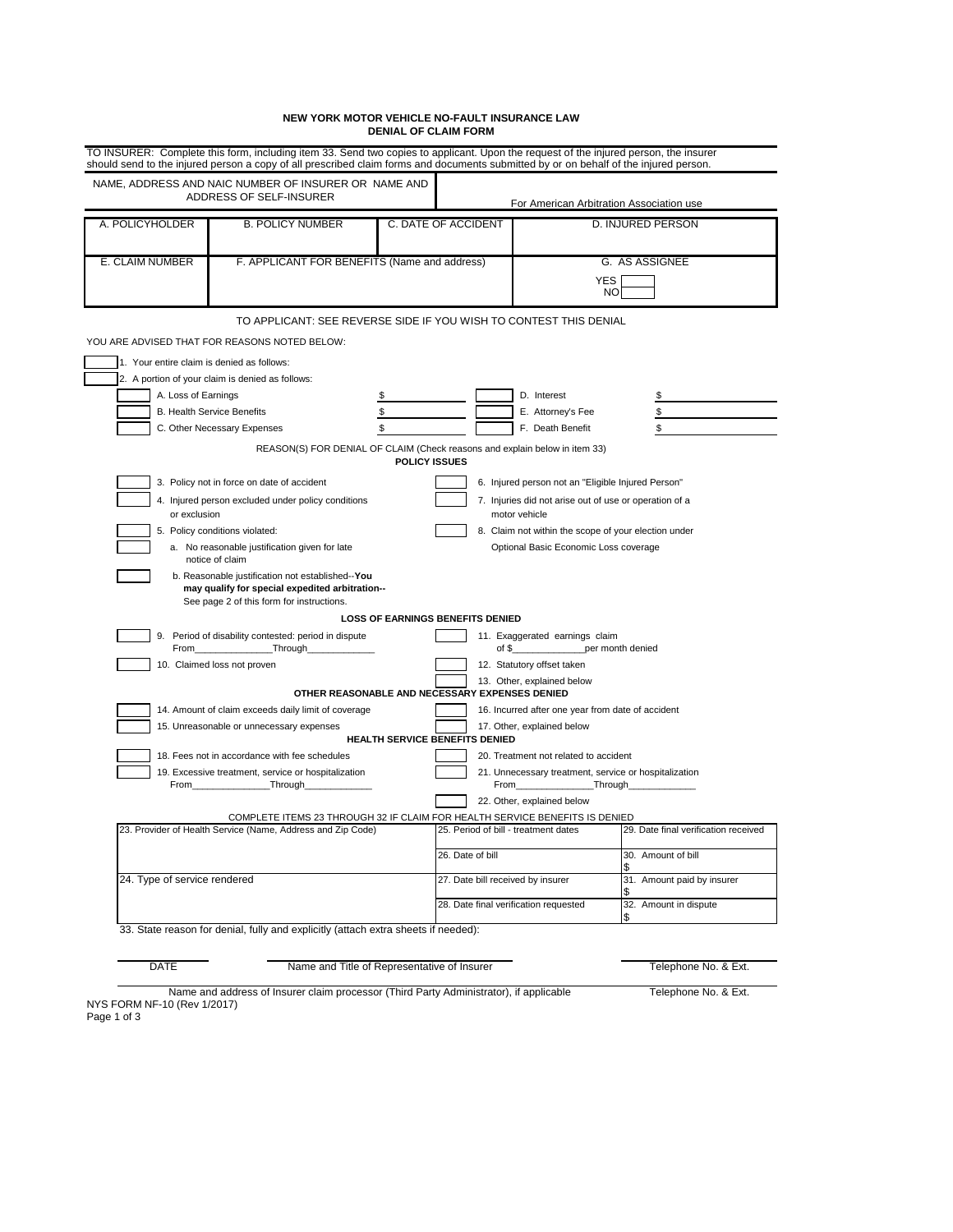**NEW YORK MOTOR VEHICLE NO-FAULT INSURANCE LAW**
**DENIAL OF CLAIM FORM**

TO INSURER: Complete this form, including item 33. Send two copies to applicant. Upon the request of the injured person, the insurer should send to the injured person a copy of all prescribed claim forms and documents submitted by or on behalf of the injured person.

| NAME, ADDRESS AND NAIC NUMBER OF INSURER OR NAME AND ADDRESS OF SELF-INSURER | For American Arbitration Association use |
|---|---|
| | |

| A. POLICYHOLDER | B. POLICY NUMBER | C. DATE OF ACCIDENT | D. INJURED PERSON |
|---|---|---|---|
| | | | |
| E. CLAIM NUMBER | F. APPLICANT FOR BENEFITS (Name and address) | | G. AS ASSIGNEE YES ☐ NO ☐ |

TO APPLICANT: SEE REVERSE SIDE IF YOU WISH TO CONTEST THIS DENIAL

YOU ARE ADVISED THAT FOR REASONS NOTED BELOW:

☐ 1. Your entire claim is denied as follows:

☐ 2. A portion of your claim is denied as follows:

| | | | |
|---|---|---|---|
| ☐ A. Loss of Earnings | $ | ☐ D. Interest | $ |
| ☐ B. Health Service Benefits | $ | ☐ E. Attorney's Fee | $ |
| ☐ C. Other Necessary Expenses | $ | ☐ F. Death Benefit | $ |

REASON(S) FOR DENIAL OF CLAIM (Check reasons and explain below in item 33)

**POLICY ISSUES**

☐ 3. Policy not in force on date of accident

☐ 4. Injured person excluded under policy conditions or exclusion

☐ 5. Policy conditions violated:

☐ a. No reasonable justification given for late notice of claim

☐ b. Reasonable justification not established--**You may qualify for special expedited arbitration--** See page 2 of this form for instructions.

☐ 6. Injured person not an "Eligible Injured Person"

☐ 7. Injuries did not arise out of use or operation of a motor vehicle

☐ 8. Claim not within the scope of your election under Optional Basic Economic Loss coverage

**LOSS OF EARNINGS BENEFITS DENIED**

☐ 9. Period of disability contested: period in dispute From______________Through____________

☐ 10. Claimed loss not proven

☐ 11. Exaggerated earnings claim of $_____________per month denied

☐ 12. Statutory offset taken

☐ 13. Other, explained below

**OTHER REASONABLE AND NECESSARY EXPENSES DENIED**

☐ 14. Amount of claim exceeds daily limit of coverage

☐ 15. Unreasonable or unnecessary expenses

☐ 16. Incurred after one year from date of accident

☐ 17. Other, explained below

**HEALTH SERVICE BENEFITS DENIED**

☐ 18. Fees not in accordance with fee schedules

☐ 19. Excessive treatment, service or hospitalization From______________Through____________

☐ 20. Treatment not related to accident

☐ 21. Unnecessary treatment, service or hospitalization From______________Through____________

☐ 22. Other, explained below

COMPLETE ITEMS 23 THROUGH 32 IF CLAIM FOR HEALTH SERVICE BENEFITS IS DENIED

| 23. Provider of Health Service (Name, Address and Zip Code) | 25. Period of bill - treatment dates | 29. Date final verification received |
|---|---|---|
| | 26. Date of bill | 30. Amount of bill $ |
| 24. Type of service rendered | 27. Date bill received by insurer | 31. Amount paid by insurer $ |
| | 28. Date final verification requested | 32. Amount in dispute $ |

33. State reason for denial, fully and explicitly (attach extra sheets if needed):

DATE ____ Name and Title of Representative of Insurer ____ Telephone No. & Ext.

Name and address of Insurer claim processor (Third Party Administrator), if applicable ____ Telephone No. & Ext.

NYS FORM NF-10 (Rev 1/2017)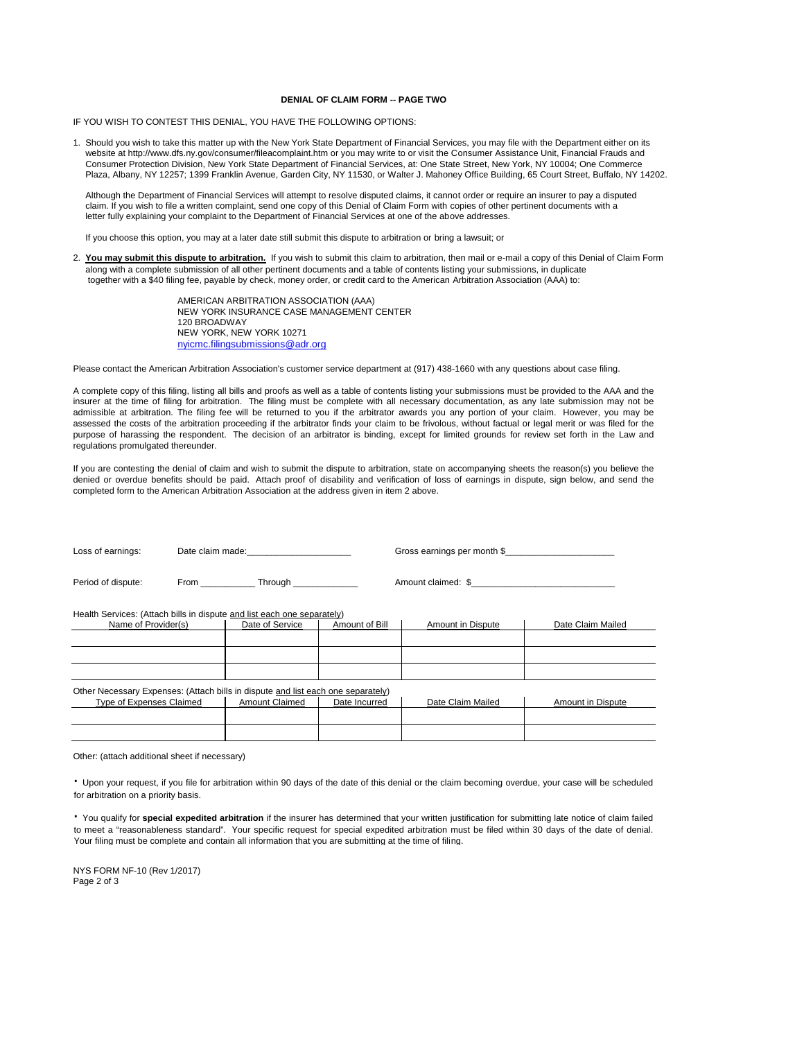**DENIAL OF CLAIM FORM -- PAGE TWO**

IF YOU WISH TO CONTEST THIS DENIAL, YOU HAVE THE FOLLOWING OPTIONS:

1. Should you wish to take this matter up with the New York State Department of Financial Services, you may file with the Department either on its website at http://www.dfs.ny.gov/consumer/fileacomplaint.htm or you may write to or visit the Consumer Assistance Unit, Financial Frauds and Consumer Protection Division, New York State Department of Financial Services, at: One State Street, New York, NY 10004; One Commerce Plaza, Albany, NY 12257; 1399 Franklin Avenue, Garden City, NY 11530, or Walter J. Mahoney Office Building, 65 Court Street, Buffalo, NY 14202.

   Although the Department of Financial Services will attempt to resolve disputed claims, it cannot order or require an insurer to pay a disputed claim. If you wish to file a written complaint, send one copy of this Denial of Claim Form with copies of other pertinent documents with a letter fully explaining your complaint to the Department of Financial Services at one of the above addresses.

   If you choose this option, you may at a later date still submit this dispute to arbitration or bring a lawsuit; or

2. **You may submit this dispute to arbitration.** If you wish to submit this claim to arbitration, then mail or e-mail a copy of this Denial of Claim Form along with a complete submission of all other pertinent documents and a table of contents listing your submissions, in duplicate together with a $40 filing fee, payable by check, money order, or credit card to the American Arbitration Association (AAA) to:

   AMERICAN ARBITRATION ASSOCIATION (AAA)
   NEW YORK INSURANCE CASE MANAGEMENT CENTER
   120 BROADWAY
   NEW YORK, NEW YORK 10271
   nyicmc.filingsubmissions@adr.org

Please contact the American Arbitration Association's customer service department at (917) 438-1660 with any questions about case filing.

A complete copy of this filing, listing all bills and proofs as well as a table of contents listing your submissions must be provided to the AAA and the insurer at the time of filing for arbitration. The filing must be complete with all necessary documentation, as any late submission may not be admissible at arbitration. The filing fee will be returned to you if the arbitrator awards you any portion of your claim. However, you may be assessed the costs of the arbitration proceeding if the arbitrator finds your claim to be frivolous, without factual or legal merit or was filed for the purpose of harassing the respondent. The decision of an arbitrator is binding, except for limited grounds for review set forth in the Law and regulations promulgated thereunder.

If you are contesting the denial of claim and wish to submit the dispute to arbitration, state on accompanying sheets the reason(s) you believe the denied or overdue benefits should be paid. Attach proof of disability and verification of loss of earnings in dispute, sign below, and send the completed form to the American Arbitration Association at the address given in item 2 above.

Loss of earnings: Date claim made:____________________ Gross earnings per month $_____________________

Period of dispute: From __________ Through ____________ Amount claimed: $___________________________

Health Services: (Attach bills in dispute and list each one separately)

| Name of Provider(s) | Date of Service | Amount of Bill | Amount in Dispute | Date Claim Mailed |
|---|---|---|---|---|
| | | | | |
| | | | | |
| | | | | |

Other Necessary Expenses: (Attach bills in dispute and list each one separately)

| Type of Expenses Claimed | Amount Claimed | Date Incurred | Date Claim Mailed | Amount in Dispute |
|---|---|---|---|---|
| | | | | |
| | | | | |

Other: (attach additional sheet if necessary)

- Upon your request, if you file for arbitration within 90 days of the date of this denial or the claim becoming overdue, your case will be scheduled for arbitration on a priority basis.

- You qualify for **special expedited arbitration** if the insurer has determined that your written justification for submitting late notice of claim failed to meet a "reasonableness standard". Your specific request for special expedited arbitration must be filed within 30 days of the date of denial. Your filing must be complete and contain all information that you are submitting at the time of filing.

NYS FORM NF-10 (Rev 1/2017)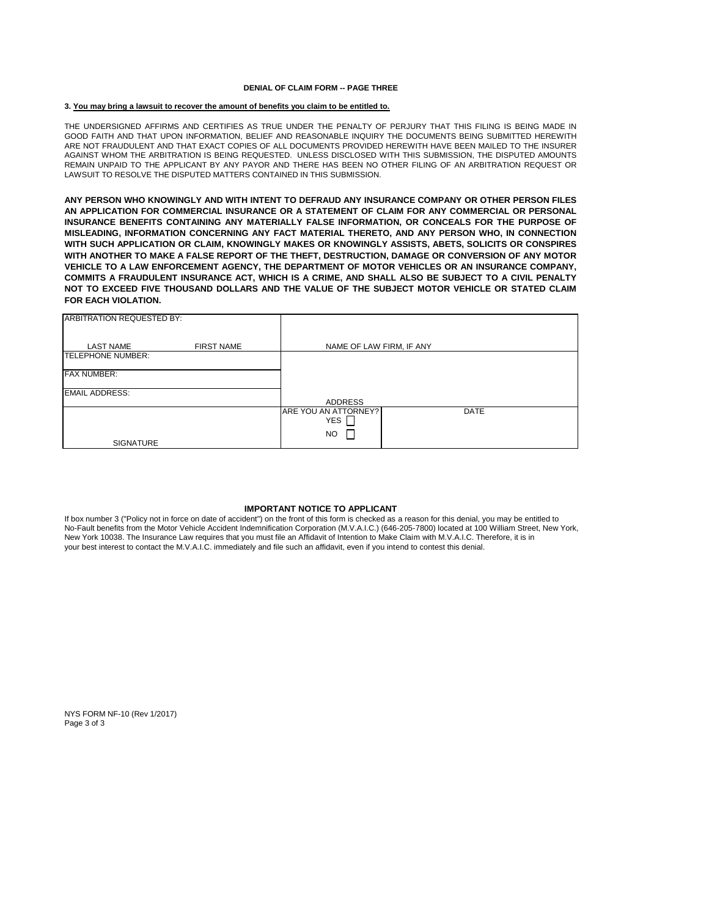### DENIAL OF CLAIM FORM -- PAGE THREE

**3. <u>You may bring a lawsuit to recover the amount of benefits you claim to be entitled to.</u>**

THE UNDERSIGNED AFFIRMS AND CERTIFIES AS TRUE UNDER THE PENALTY OF PERJURY THAT THIS FILING IS BEING MADE IN GOOD FAITH AND THAT UPON INFORMATION, BELIEF AND REASONABLE INQUIRY THE DOCUMENTS BEING SUBMITTED HEREWITH ARE NOT FRAUDULENT AND THAT EXACT COPIES OF ALL DOCUMENTS PROVIDED HEREWITH HAVE BEEN MAILED TO THE INSURER AGAINST WHOM THE ARBITRATION IS BEING REQUESTED. UNLESS DISCLOSED WITH THIS SUBMISSION, THE DISPUTED AMOUNTS REMAIN UNPAID TO THE APPLICANT BY ANY PAYOR AND THERE HAS BEEN NO OTHER FILING OF AN ARBITRATION REQUEST OR LAWSUIT TO RESOLVE THE DISPUTED MATTERS CONTAINED IN THIS SUBMISSION.

**ANY PERSON WHO KNOWINGLY AND WITH INTENT TO DEFRAUD ANY INSURANCE COMPANY OR OTHER PERSON FILES AN APPLICATION FOR COMMERCIAL INSURANCE OR A STATEMENT OF CLAIM FOR ANY COMMERCIAL OR PERSONAL INSURANCE BENEFITS CONTAINING ANY MATERIALLY FALSE INFORMATION, OR CONCEALS FOR THE PURPOSE OF MISLEADING, INFORMATION CONCERNING ANY FACT MATERIAL THERETO, AND ANY PERSON WHO, IN CONNECTION WITH SUCH APPLICATION OR CLAIM, KNOWINGLY MAKES OR KNOWINGLY ASSISTS, ABETS, SOLICITS OR CONSPIRES WITH ANOTHER TO MAKE A FALSE REPORT OF THE THEFT, DESTRUCTION, DAMAGE OR CONVERSION OF ANY MOTOR VEHICLE TO A LAW ENFORCEMENT AGENCY, THE DEPARTMENT OF MOTOR VEHICLES OR AN INSURANCE COMPANY, COMMITS A FRAUDULENT INSURANCE ACT, WHICH IS A CRIME, AND SHALL ALSO BE SUBJECT TO A CIVIL PENALTY NOT TO EXCEED FIVE THOUSAND DOLLARS AND THE VALUE OF THE SUBJECT MOTOR VEHICLE OR STATED CLAIM FOR EACH VIOLATION.**

| ARBITRATION REQUESTED BY: LAST NAME / FIRST NAME | NAME OF LAW FIRM, IF ANY | |
|---|---|---|
| TELEPHONE NUMBER: | ADDRESS | |
| FAX NUMBER: | | |
| EMAIL ADDRESS: | | |
| SIGNATURE | ARE YOU AN ATTORNEY? YES ☐ NO ☐ | DATE |

### IMPORTANT NOTICE TO APPLICANT

If box number 3 ("Policy not in force on date of accident") on the front of this form is checked as a reason for this denial, you may be entitled to No-Fault benefits from the Motor Vehicle Accident Indemnification Corporation (M.V.A.I.C.) (646-205-7800) located at 100 William Street, New York, New York 10038. The Insurance Law requires that you must file an Affidavit of Intention to Make Claim with M.V.A.I.C. Therefore, it is in your best interest to contact the M.V.A.I.C. immediately and file such an affidavit, even if you intend to contest this denial.

NYS FORM NF-10 (Rev 1/2017)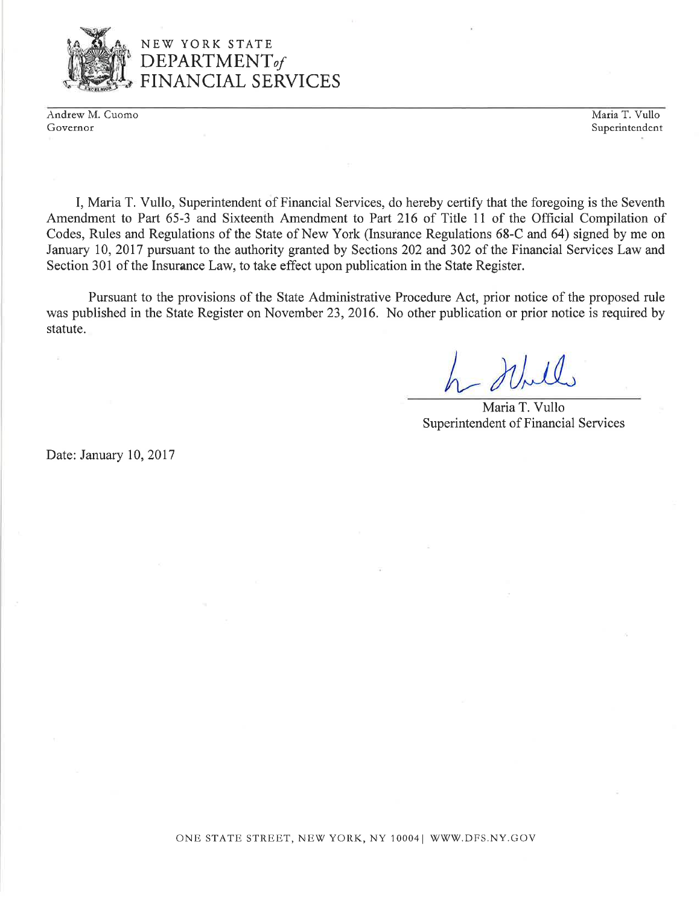# NEW YORK STATE DEPARTMENT *of* FINANCIAL SERVICES

Andrew M. Cuomo
Governor

Maria T. Vullo
Superintendent

I, Maria T. Vullo, Superintendent of Financial Services, do hereby certify that the foregoing is the Seventh Amendment to Part 65-3 and Sixteenth Amendment to Part 216 of Title 11 of the Official Compilation of Codes, Rules and Regulations of the State of New York (Insurance Regulations 68-C and 64) signed by me on January 10, 2017 pursuant to the authority granted by Sections 202 and 302 of the Financial Services Law and Section 301 of the Insurance Law, to take effect upon publication in the State Register.

Pursuant to the provisions of the State Administrative Procedure Act, prior notice of the proposed rule was published in the State Register on November 23, 2016. No other publication or prior notice is required by statute.

Maria T. Vullo
Superintendent of Financial Services

Date: January 10, 2017

ONE STATE STREET, NEW YORK, NY 10004 | WWW.DFS.NY.GOV